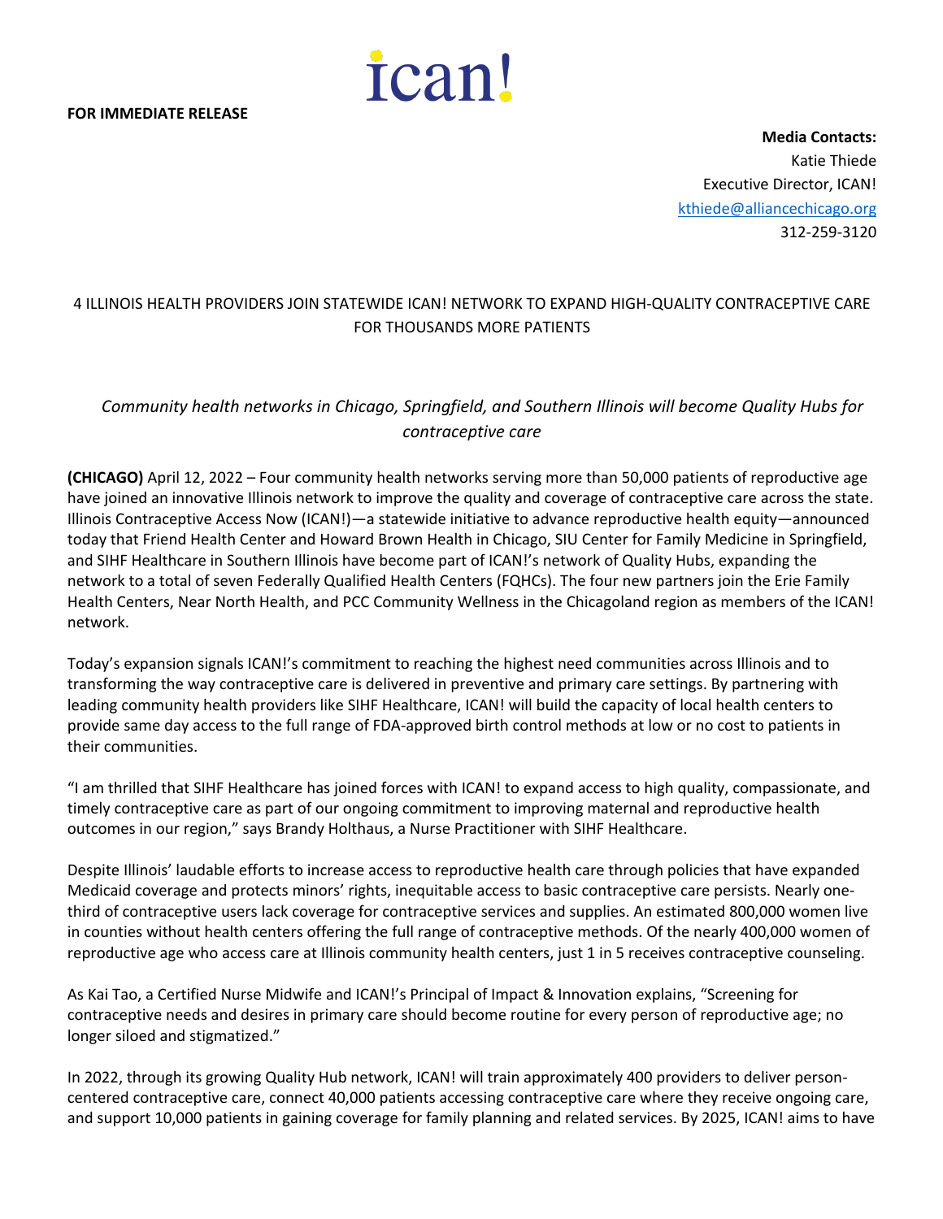ican!

**FOR IMMEDIATE RELEASE**

**Media Contacts:**
Katie Thiede
Executive Director, ICAN!
kthiede@alliancechicago.org
312-259-3120

# 4 ILLINOIS HEALTH PROVIDERS JOIN STATEWIDE ICAN! NETWORK TO EXPAND HIGH-QUALITY CONTRACEPTIVE CARE FOR THOUSANDS MORE PATIENTS

*Community health networks in Chicago, Springfield, and Southern Illinois will become Quality Hubs for contraceptive care*

**(CHICAGO)** April 12, 2022 – Four community health networks serving more than 50,000 patients of reproductive age have joined an innovative Illinois network to improve the quality and coverage of contraceptive care across the state. Illinois Contraceptive Access Now (ICAN!)—a statewide initiative to advance reproductive health equity—announced today that Friend Health Center and Howard Brown Health in Chicago, SIU Center for Family Medicine in Springfield, and SIHF Healthcare in Southern Illinois have become part of ICAN!'s network of Quality Hubs, expanding the network to a total of seven Federally Qualified Health Centers (FQHCs). The four new partners join the Erie Family Health Centers, Near North Health, and PCC Community Wellness in the Chicagoland region as members of the ICAN! network.

Today's expansion signals ICAN!'s commitment to reaching the highest need communities across Illinois and to transforming the way contraceptive care is delivered in preventive and primary care settings. By partnering with leading community health providers like SIHF Healthcare, ICAN! will build the capacity of local health centers to provide same day access to the full range of FDA-approved birth control methods at low or no cost to patients in their communities.

"I am thrilled that SIHF Healthcare has joined forces with ICAN! to expand access to high quality, compassionate, and timely contraceptive care as part of our ongoing commitment to improving maternal and reproductive health outcomes in our region," says Brandy Holthaus, a Nurse Practitioner with SIHF Healthcare.

Despite Illinois' laudable efforts to increase access to reproductive health care through policies that have expanded Medicaid coverage and protects minors' rights, inequitable access to basic contraceptive care persists. Nearly one-third of contraceptive users lack coverage for contraceptive services and supplies. An estimated 800,000 women live in counties without health centers offering the full range of contraceptive methods. Of the nearly 400,000 women of reproductive age who access care at Illinois community health centers, just 1 in 5 receives contraceptive counseling.

As Kai Tao, a Certified Nurse Midwife and ICAN!'s Principal of Impact & Innovation explains, "Screening for contraceptive needs and desires in primary care should become routine for every person of reproductive age; no longer siloed and stigmatized."

In 2022, through its growing Quality Hub network, ICAN! will train approximately 400 providers to deliver person-centered contraceptive care, connect 40,000 patients accessing contraceptive care where they receive ongoing care, and support 10,000 patients in gaining coverage for family planning and related services. By 2025, ICAN! aims to have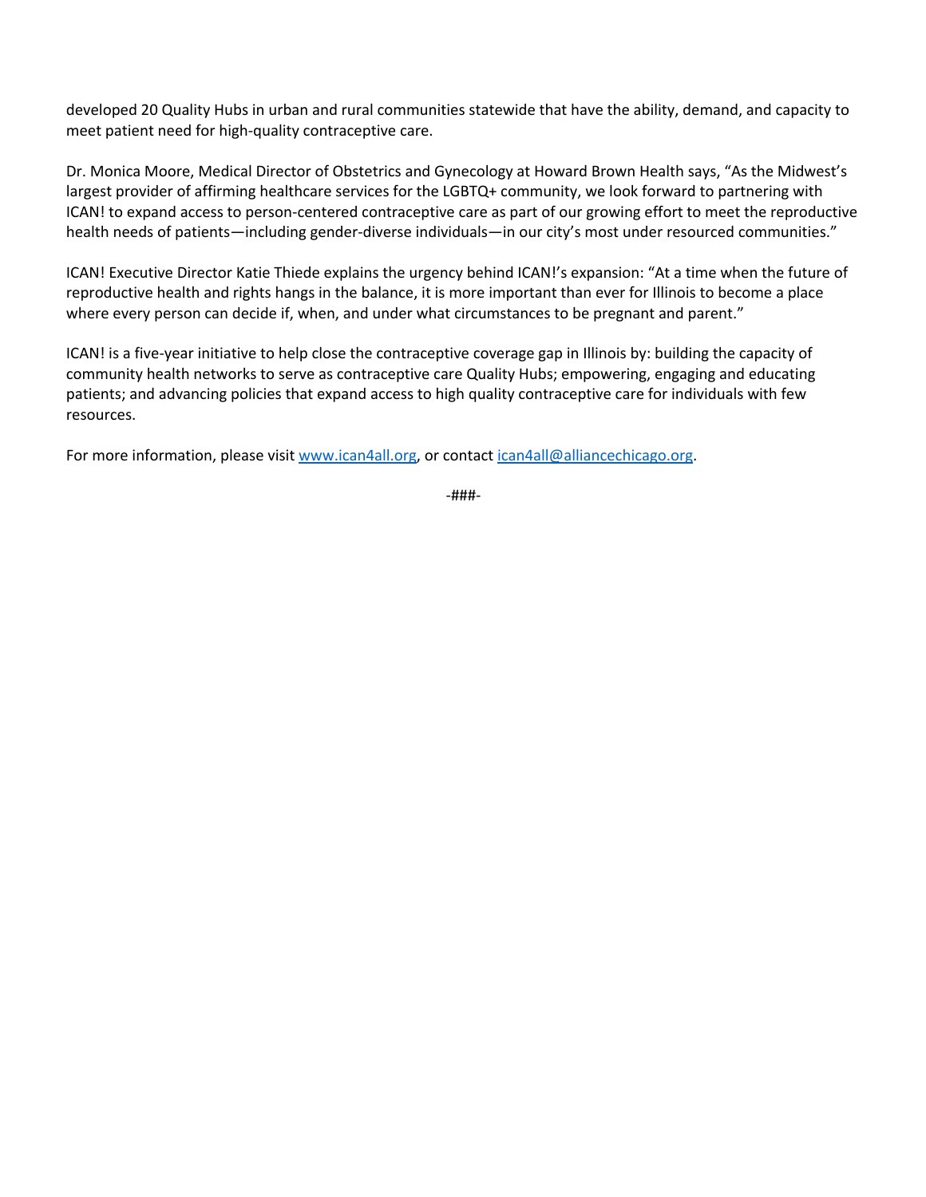developed 20 Quality Hubs in urban and rural communities statewide that have the ability, demand, and capacity to meet patient need for high-quality contraceptive care.

Dr. Monica Moore, Medical Director of Obstetrics and Gynecology at Howard Brown Health says, "As the Midwest's largest provider of affirming healthcare services for the LGBTQ+ community, we look forward to partnering with ICAN! to expand access to person-centered contraceptive care as part of our growing effort to meet the reproductive health needs of patients—including gender-diverse individuals—in our city's most under resourced communities."

ICAN! Executive Director Katie Thiede explains the urgency behind ICAN!'s expansion: "At a time when the future of reproductive health and rights hangs in the balance, it is more important than ever for Illinois to become a place where every person can decide if, when, and under what circumstances to be pregnant and parent."

ICAN! is a five-year initiative to help close the contraceptive coverage gap in Illinois by: building the capacity of community health networks to serve as contraceptive care Quality Hubs; empowering, engaging and educating patients; and advancing policies that expand access to high quality contraceptive care for individuals with few resources.

For more information, please visit [www.ican4all.org](http://www.ican4all.org), or contact [ican4all@alliancechicago.org](mailto:ican4all@alliancechicago.org).

-###-